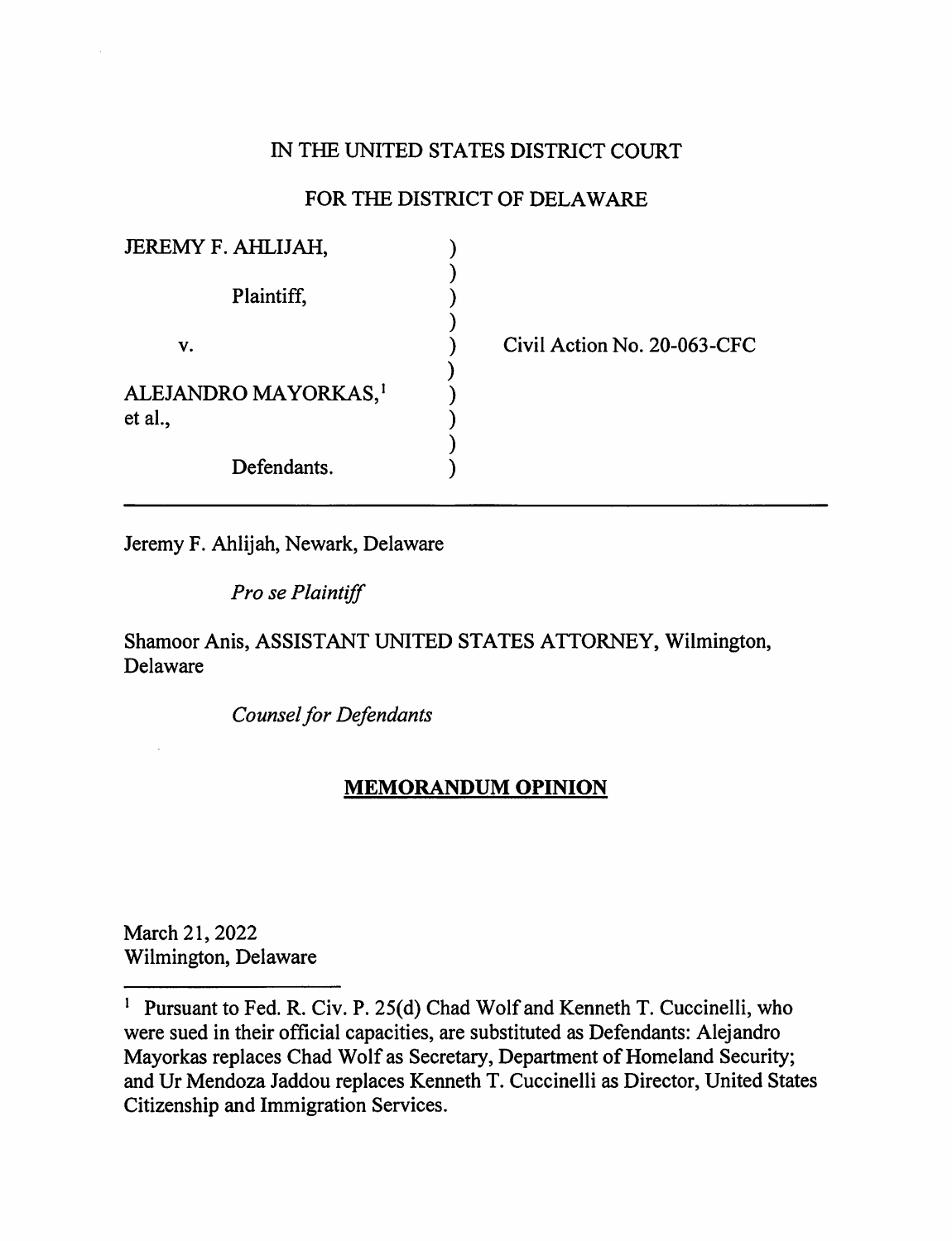IN THE UNITED STATES DISTRICT COURT

FOR THE DISTRICT OF DELAWARE

| | | |
|---|---|---|
| JEREMY F. AHLIJAH, | ) | |
| Plaintiff, | ) | |
| v. | ) | Civil Action No. 20-063-CFC |
| ALEJANDRO MAYORKAS,[1] et al., | ) | |
| Defendants. | ) | |

Jeremy F. Ahlijah, Newark, Delaware

*Pro se Plaintiff*

Shamoor Anis, ASSISTANT UNITED STATES ATTORNEY, Wilmington, Delaware

*Counsel for Defendants*

**MEMORANDUM OPINION**

March 21, 2022
Wilmington, Delaware

[1] Pursuant to Fed. R. Civ. P. 25(d) Chad Wolf and Kenneth T. Cuccinelli, who were sued in their official capacities, are substituted as Defendants: Alejandro Mayorkas replaces Chad Wolf as Secretary, Department of Homeland Security; and Ur Mendoza Jaddou replaces Kenneth T. Cuccinelli as Director, United States Citizenship and Immigration Services.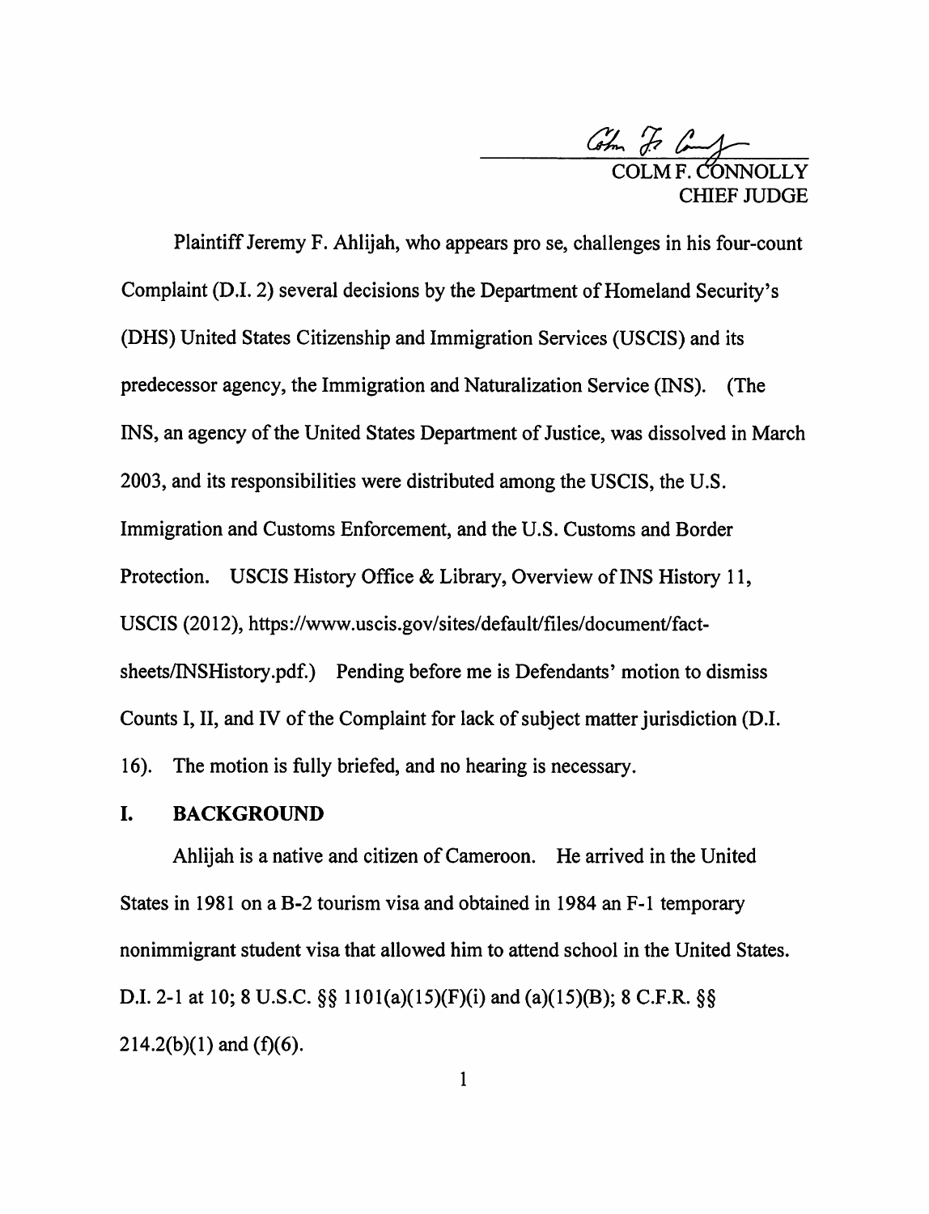COLM F. CONNOLLY
CHIEF JUDGE

Plaintiff Jeremy F. Ahlijah, who appears pro se, challenges in his four-count Complaint (D.I. 2) several decisions by the Department of Homeland Security's (DHS) United States Citizenship and Immigration Services (USCIS) and its predecessor agency, the Immigration and Naturalization Service (INS). (The INS, an agency of the United States Department of Justice, was dissolved in March 2003, and its responsibilities were distributed among the USCIS, the U.S. Immigration and Customs Enforcement, and the U.S. Customs and Border Protection. USCIS History Office & Library, Overview of INS History 11, USCIS (2012), https://www.uscis.gov/sites/default/files/document/fact-sheets/INSHistory.pdf.) Pending before me is Defendants' motion to dismiss Counts I, II, and IV of the Complaint for lack of subject matter jurisdiction (D.I. 16). The motion is fully briefed, and no hearing is necessary.

## I. BACKGROUND

Ahlijah is a native and citizen of Cameroon. He arrived in the United States in 1981 on a B-2 tourism visa and obtained in 1984 an F-1 temporary nonimmigrant student visa that allowed him to attend school in the United States. D.I. 2-1 at 10; 8 U.S.C. §§ 1101(a)(15)(F)(i) and (a)(15)(B); 8 C.F.R. §§ 214.2(b)(1) and (f)(6).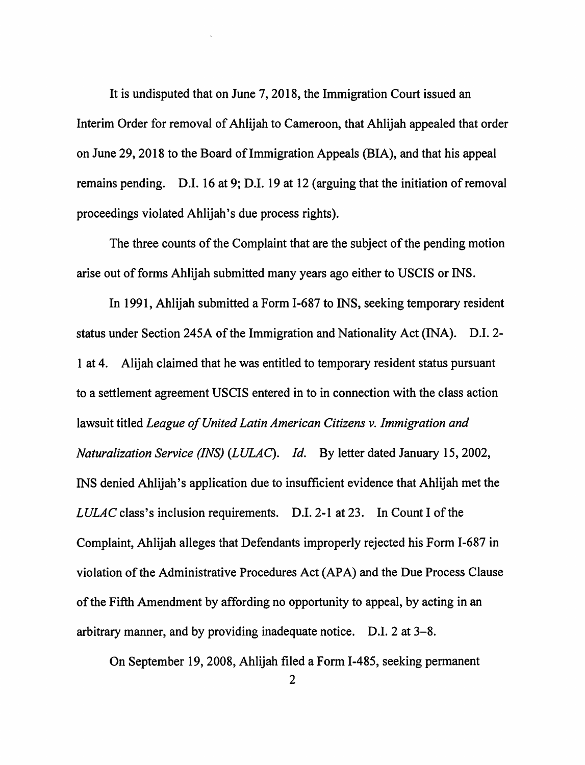It is undisputed that on June 7, 2018, the Immigration Court issued an Interim Order for removal of Ahlijah to Cameroon, that Ahlijah appealed that order on June 29, 2018 to the Board of Immigration Appeals (BIA), and that his appeal remains pending. D.I. 16 at 9; D.I. 19 at 12 (arguing that the initiation of removal proceedings violated Ahlijah's due process rights).

The three counts of the Complaint that are the subject of the pending motion arise out of forms Ahlijah submitted many years ago either to USCIS or INS.

In 1991, Ahlijah submitted a Form I-687 to INS, seeking temporary resident status under Section 245A of the Immigration and Nationality Act (INA). D.I. 2-1 at 4. Alijah claimed that he was entitled to temporary resident status pursuant to a settlement agreement USCIS entered in to in connection with the class action lawsuit titled *League of United Latin American Citizens v. Immigration and Naturalization Service (INS) (LULAC)*. *Id.* By letter dated January 15, 2002, INS denied Ahlijah's application due to insufficient evidence that Ahlijah met the *LULAC* class's inclusion requirements. D.I. 2-1 at 23. In Count I of the Complaint, Ahlijah alleges that Defendants improperly rejected his Form I-687 in violation of the Administrative Procedures Act (APA) and the Due Process Clause of the Fifth Amendment by affording no opportunity to appeal, by acting in an arbitrary manner, and by providing inadequate notice. D.I. 2 at 3–8.

On September 19, 2008, Ahlijah filed a Form I-485, seeking permanent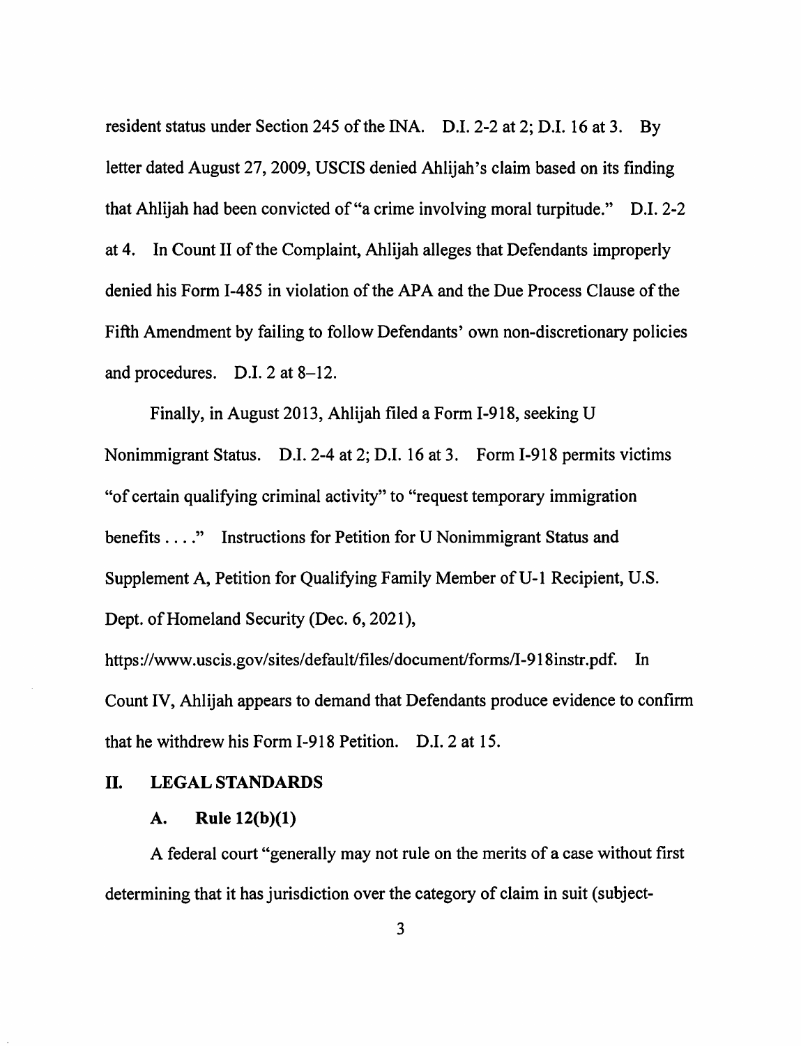resident status under Section 245 of the INA. D.I. 2-2 at 2; D.I. 16 at 3. By letter dated August 27, 2009, USCIS denied Ahlijah's claim based on its finding that Ahlijah had been convicted of "a crime involving moral turpitude." D.I. 2-2 at 4. In Count II of the Complaint, Ahlijah alleges that Defendants improperly denied his Form I-485 in violation of the APA and the Due Process Clause of the Fifth Amendment by failing to follow Defendants' own non-discretionary policies and procedures. D.I. 2 at 8–12.

Finally, in August 2013, Ahlijah filed a Form I-918, seeking U Nonimmigrant Status. D.I. 2-4 at 2; D.I. 16 at 3. Form I-918 permits victims "of certain qualifying criminal activity" to "request temporary immigration benefits . . . ." Instructions for Petition for U Nonimmigrant Status and Supplement A, Petition for Qualifying Family Member of U-1 Recipient, U.S. Dept. of Homeland Security (Dec. 6, 2021), https://www.uscis.gov/sites/default/files/document/forms/I-918instr.pdf. In Count IV, Ahlijah appears to demand that Defendants produce evidence to confirm that he withdrew his Form I-918 Petition. D.I. 2 at 15.

## II. LEGAL STANDARDS

### A. Rule 12(b)(1)

A federal court "generally may not rule on the merits of a case without first determining that it has jurisdiction over the category of claim in suit (subject-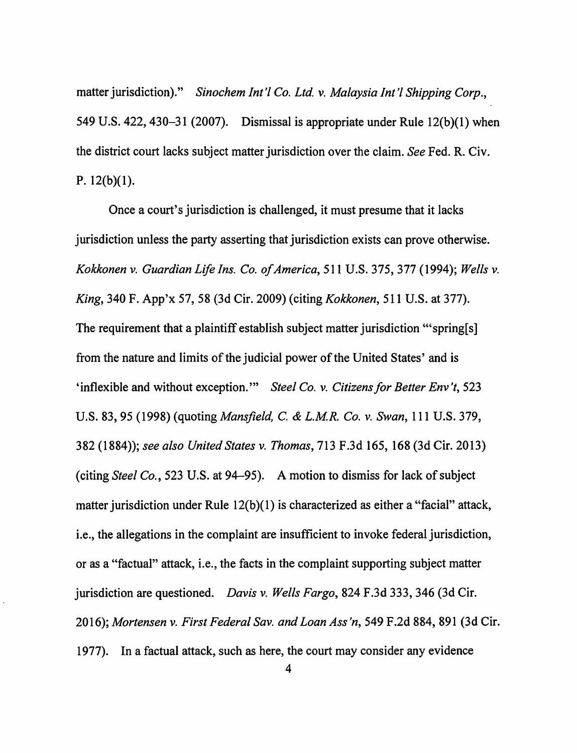matter jurisdiction)." *Sinochem Int'l Co. Ltd. v. Malaysia Int'l Shipping Corp.*, 549 U.S. 422, 430–31 (2007). Dismissal is appropriate under Rule 12(b)(1) when the district court lacks subject matter jurisdiction over the claim. *See* Fed. R. Civ. P. 12(b)(1).

Once a court's jurisdiction is challenged, it must presume that it lacks jurisdiction unless the party asserting that jurisdiction exists can prove otherwise. *Kokkonen v. Guardian Life Ins. Co. of America*, 511 U.S. 375, 377 (1994); *Wells v. King*, 340 F. App'x 57, 58 (3d Cir. 2009) (citing *Kokkonen*, 511 U.S. at 377). The requirement that a plaintiff establish subject matter jurisdiction "'spring[s] from the nature and limits of the judicial power of the United States' and is 'inflexible and without exception.'" *Steel Co. v. Citizens for Better Env't*, 523 U.S. 83, 95 (1998) (quoting *Mansfield, C. & L.M.R. Co. v. Swan*, 111 U.S. 379, 382 (1884)); *see also United States v. Thomas*, 713 F.3d 165, 168 (3d Cir. 2013) (citing *Steel Co.*, 523 U.S. at 94–95). A motion to dismiss for lack of subject matter jurisdiction under Rule 12(b)(1) is characterized as either a "facial" attack, i.e., the allegations in the complaint are insufficient to invoke federal jurisdiction, or as a "factual" attack, i.e., the facts in the complaint supporting subject matter jurisdiction are questioned. *Davis v. Wells Fargo*, 824 F.3d 333, 346 (3d Cir. 2016); *Mortensen v. First Federal Sav. and Loan Ass'n*, 549 F.2d 884, 891 (3d Cir. 1977). In a factual attack, such as here, the court may consider any evidence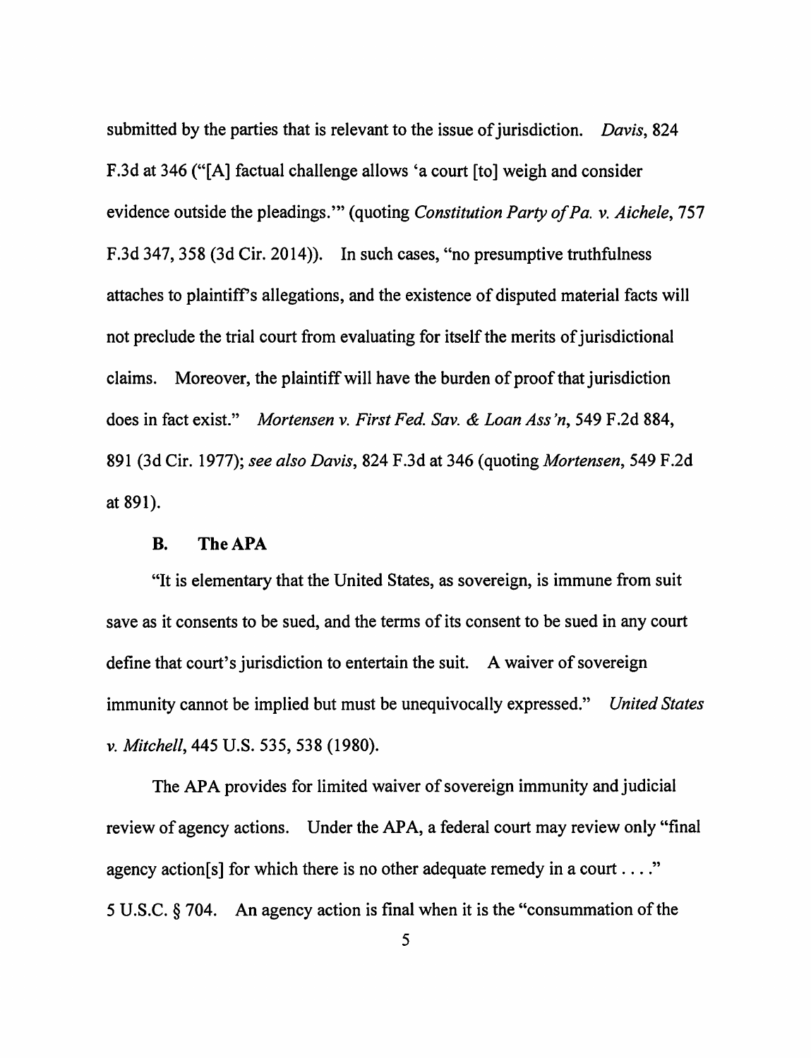submitted by the parties that is relevant to the issue of jurisdiction. *Davis*, 824 F.3d at 346 ("[A] factual challenge allows 'a court [to] weigh and consider evidence outside the pleadings.'" (quoting *Constitution Party of Pa. v. Aichele*, 757 F.3d 347, 358 (3d Cir. 2014)). In such cases, "no presumptive truthfulness attaches to plaintiff's allegations, and the existence of disputed material facts will not preclude the trial court from evaluating for itself the merits of jurisdictional claims. Moreover, the plaintiff will have the burden of proof that jurisdiction does in fact exist." *Mortensen v. First Fed. Sav. & Loan Ass'n*, 549 F.2d 884, 891 (3d Cir. 1977); *see also Davis*, 824 F.3d at 346 (quoting *Mortensen*, 549 F.2d at 891).

### B. The APA

"It is elementary that the United States, as sovereign, is immune from suit save as it consents to be sued, and the terms of its consent to be sued in any court define that court's jurisdiction to entertain the suit. A waiver of sovereign immunity cannot be implied but must be unequivocally expressed." *United States v. Mitchell*, 445 U.S. 535, 538 (1980).

The APA provides for limited waiver of sovereign immunity and judicial review of agency actions. Under the APA, a federal court may review only "final agency action[s] for which there is no other adequate remedy in a court . . . ." 5 U.S.C. § 704. An agency action is final when it is the "consummation of the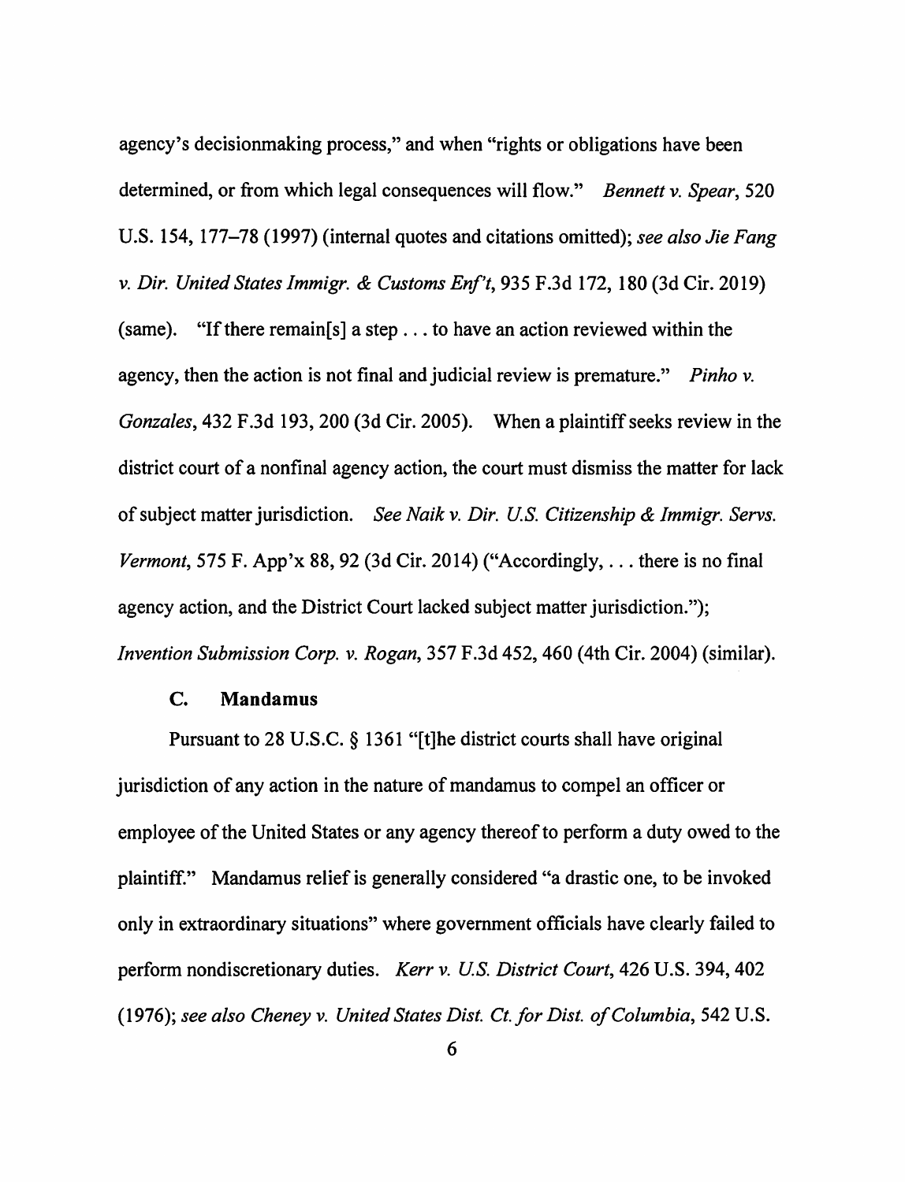agency's decisionmaking process," and when "rights or obligations have been determined, or from which legal consequences will flow." *Bennett v. Spear*, 520 U.S. 154, 177–78 (1997) (internal quotes and citations omitted); *see also Jie Fang v. Dir. United States Immigr. & Customs Enf't*, 935 F.3d 172, 180 (3d Cir. 2019) (same). "If there remain[s] a step . . . to have an action reviewed within the agency, then the action is not final and judicial review is premature." *Pinho v. Gonzales*, 432 F.3d 193, 200 (3d Cir. 2005). When a plaintiff seeks review in the district court of a nonfinal agency action, the court must dismiss the matter for lack of subject matter jurisdiction. *See Naik v. Dir. U.S. Citizenship & Immigr. Servs. Vermont*, 575 F. App'x 88, 92 (3d Cir. 2014) ("Accordingly, . . . there is no final agency action, and the District Court lacked subject matter jurisdiction."); *Invention Submission Corp. v. Rogan*, 357 F.3d 452, 460 (4th Cir. 2004) (similar).

### C. Mandamus

Pursuant to 28 U.S.C. § 1361 "[t]he district courts shall have original jurisdiction of any action in the nature of mandamus to compel an officer or employee of the United States or any agency thereof to perform a duty owed to the plaintiff." Mandamus relief is generally considered "a drastic one, to be invoked only in extraordinary situations" where government officials have clearly failed to perform nondiscretionary duties. *Kerr v. U.S. District Court*, 426 U.S. 394, 402 (1976); *see also Cheney v. United States Dist. Ct. for Dist. of Columbia*, 542 U.S.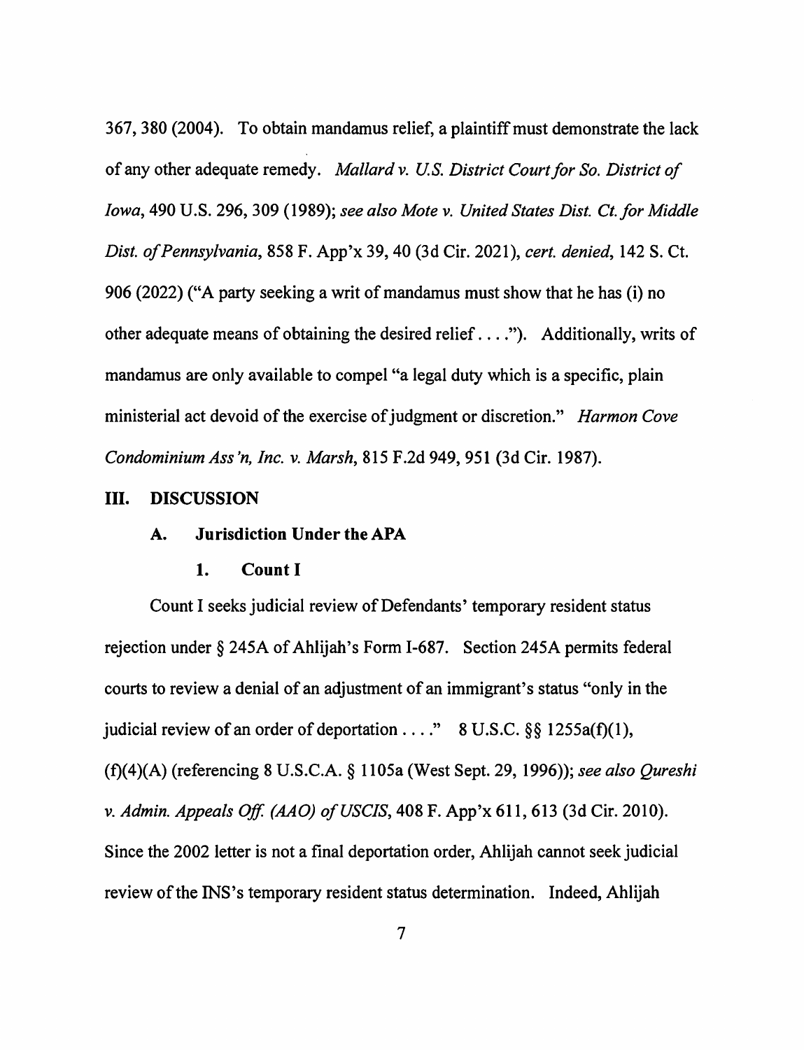367, 380 (2004). To obtain mandamus relief, a plaintiff must demonstrate the lack of any other adequate remedy. *Mallard v. U.S. District Court for So. District of Iowa*, 490 U.S. 296, 309 (1989); *see also Mote v. United States Dist. Ct. for Middle Dist. of Pennsylvania*, 858 F. App'x 39, 40 (3d Cir. 2021), *cert. denied*, 142 S. Ct. 906 (2022) ("A party seeking a writ of mandamus must show that he has (i) no other adequate means of obtaining the desired relief . . . ."). Additionally, writs of mandamus are only available to compel "a legal duty which is a specific, plain ministerial act devoid of the exercise of judgment or discretion." *Harmon Cove Condominium Ass'n, Inc. v. Marsh*, 815 F.2d 949, 951 (3d Cir. 1987).

## III. DISCUSSION

### A. Jurisdiction Under the APA

#### 1. Count I

Count I seeks judicial review of Defendants' temporary resident status rejection under § 245A of Ahlijah's Form I-687. Section 245A permits federal courts to review a denial of an adjustment of an immigrant's status "only in the judicial review of an order of deportation . . . ." 8 U.S.C. §§ 1255a(f)(1), (f)(4)(A) (referencing 8 U.S.C.A. § 1105a (West Sept. 29, 1996)); *see also Qureshi v. Admin. Appeals Off. (AAO) of USCIS*, 408 F. App'x 611, 613 (3d Cir. 2010). Since the 2002 letter is not a final deportation order, Ahlijah cannot seek judicial review of the INS's temporary resident status determination. Indeed, Ahlijah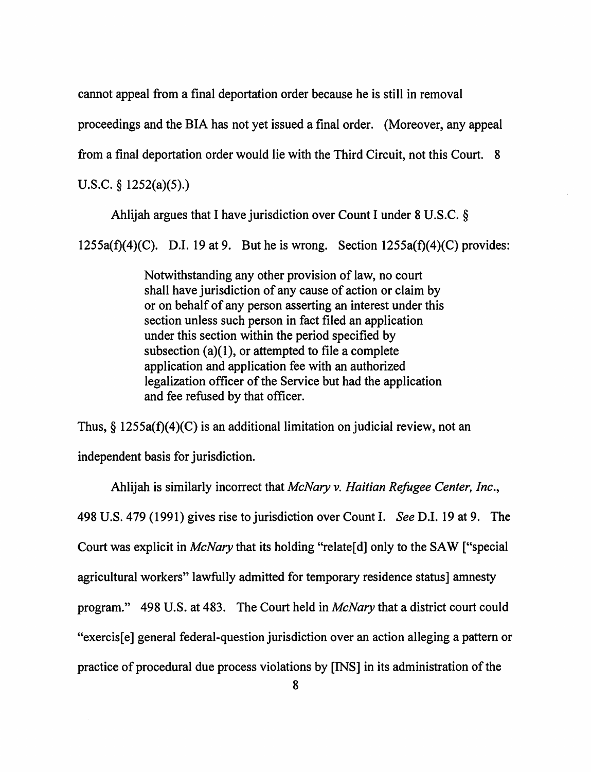cannot appeal from a final deportation order because he is still in removal proceedings and the BIA has not yet issued a final order. (Moreover, any appeal from a final deportation order would lie with the Third Circuit, not this Court. 8 U.S.C. § 1252(a)(5).)

Ahlijah argues that I have jurisdiction over Count I under 8 U.S.C. § 1255a(f)(4)(C). D.I. 19 at 9. But he is wrong. Section 1255a(f)(4)(C) provides:

> Notwithstanding any other provision of law, no court shall have jurisdiction of any cause of action or claim by or on behalf of any person asserting an interest under this section unless such person in fact filed an application under this section within the period specified by subsection (a)(1), or attempted to file a complete application and application fee with an authorized legalization officer of the Service but had the application and fee refused by that officer.

Thus, § 1255a(f)(4)(C) is an additional limitation on judicial review, not an independent basis for jurisdiction.

Ahlijah is similarly incorrect that *McNary v. Haitian Refugee Center, Inc.*, 498 U.S. 479 (1991) gives rise to jurisdiction over Count I. *See* D.I. 19 at 9. The Court was explicit in *McNary* that its holding "relate[d] only to the SAW ["special agricultural workers" lawfully admitted for temporary residence status] amnesty program." 498 U.S. at 483. The Court held in *McNary* that a district court could "exercis[e] general federal-question jurisdiction over an action alleging a pattern or practice of procedural due process violations by [INS] in its administration of the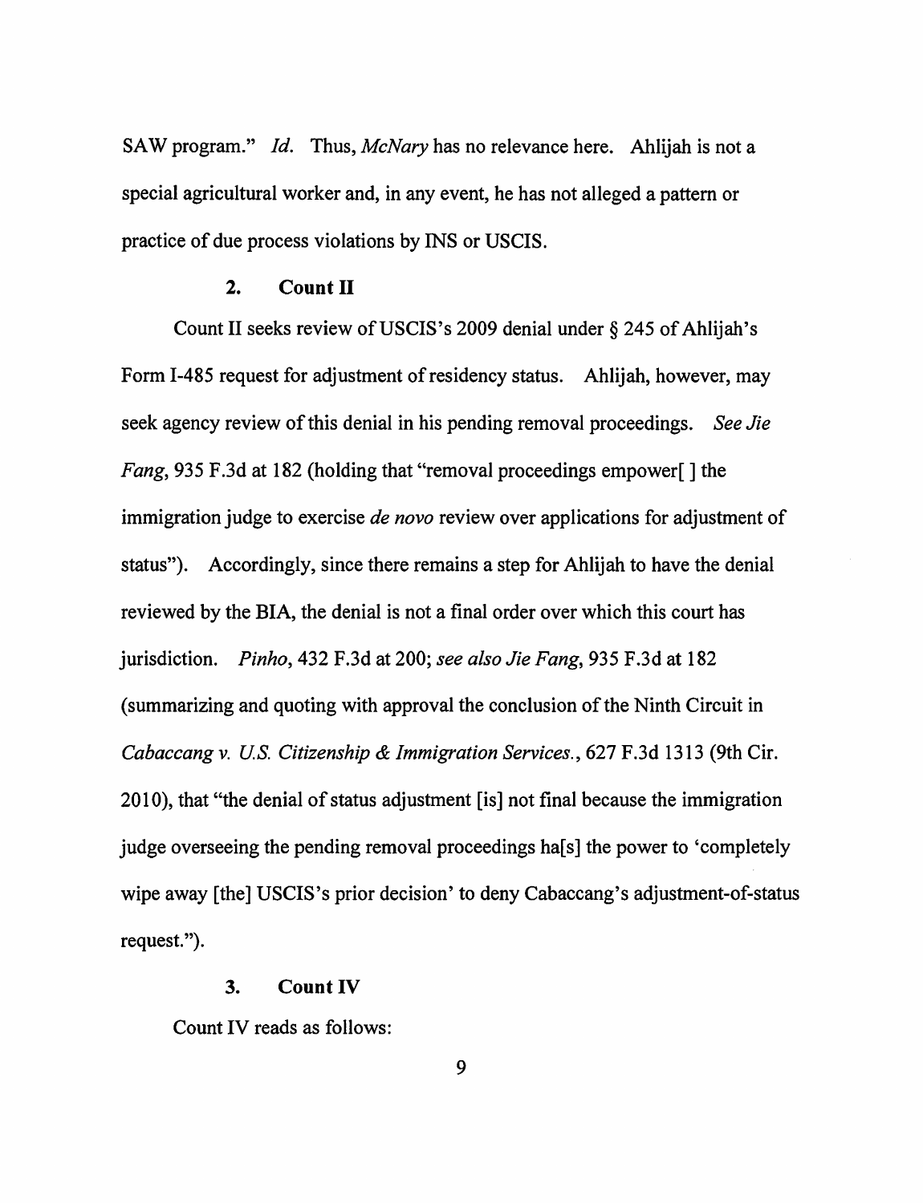SAW program." *Id.* Thus, *McNary* has no relevance here. Ahlijah is not a special agricultural worker and, in any event, he has not alleged a pattern or practice of due process violations by INS or USCIS.

### 2. Count II

Count II seeks review of USCIS's 2009 denial under § 245 of Ahlijah's Form I-485 request for adjustment of residency status. Ahlijah, however, may seek agency review of this denial in his pending removal proceedings. *See Jie Fang*, 935 F.3d at 182 (holding that "removal proceedings empower[ ] the immigration judge to exercise *de novo* review over applications for adjustment of status"). Accordingly, since there remains a step for Ahlijah to have the denial reviewed by the BIA, the denial is not a final order over which this court has jurisdiction. *Pinho*, 432 F.3d at 200; *see also Jie Fang*, 935 F.3d at 182 (summarizing and quoting with approval the conclusion of the Ninth Circuit in *Cabaccang v. U.S. Citizenship & Immigration Services.*, 627 F.3d 1313 (9th Cir. 2010), that "the denial of status adjustment [is] not final because the immigration judge overseeing the pending removal proceedings ha[s] the power to 'completely wipe away [the] USCIS's prior decision' to deny Cabaccang's adjustment-of-status request.").

### 3. Count IV

Count IV reads as follows: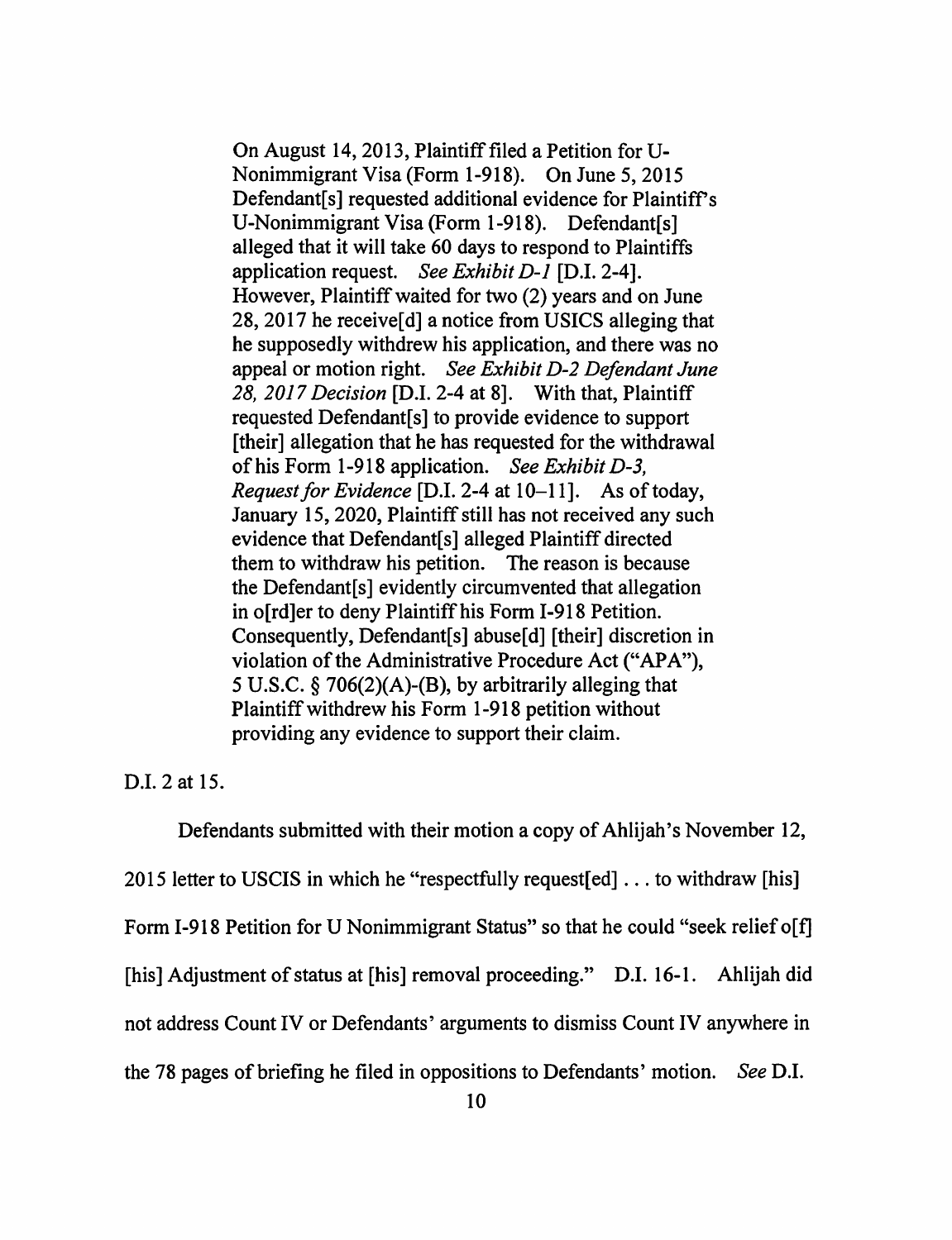> On August 14, 2013, Plaintiff filed a Petition for U-Nonimmigrant Visa (Form 1-918). On June 5, 2015 Defendant[s] requested additional evidence for Plaintiff's U-Nonimmigrant Visa (Form 1-918). Defendant[s] alleged that it will take 60 days to respond to Plaintiffs application request. *See Exhibit D-1* [D.I. 2-4]. However, Plaintiff waited for two (2) years and on June 28, 2017 he receive[d] a notice from USICS alleging that he supposedly withdrew his application, and there was no appeal or motion right. *See Exhibit D-2 Defendant June 28, 2017 Decision* [D.I. 2-4 at 8]. With that, Plaintiff requested Defendant[s] to provide evidence to support [their] allegation that he has requested for the withdrawal of his Form 1-918 application. *See Exhibit D-3, Request for Evidence* [D.I. 2-4 at 10–11]. As of today, January 15, 2020, Plaintiff still has not received any such evidence that Defendant[s] alleged Plaintiff directed them to withdraw his petition. The reason is because the Defendant[s] evidently circumvented that allegation in o[rd]er to deny Plaintiff his Form I-918 Petition. Consequently, Defendant[s] abuse[d] [their] discretion in violation of the Administrative Procedure Act ("APA"), 5 U.S.C. § 706(2)(A)-(B), by arbitrarily alleging that Plaintiff withdrew his Form 1-918 petition without providing any evidence to support their claim.

D.I. 2 at 15.

Defendants submitted with their motion a copy of Ahlijah's November 12, 2015 letter to USCIS in which he "respectfully request[ed] . . . to withdraw [his] Form I-918 Petition for U Nonimmigrant Status" so that he could "seek relief o[f] [his] Adjustment of status at [his] removal proceeding." D.I. 16-1. Ahlijah did not address Count IV or Defendants' arguments to dismiss Count IV anywhere in the 78 pages of briefing he filed in oppositions to Defendants' motion. *See* D.I.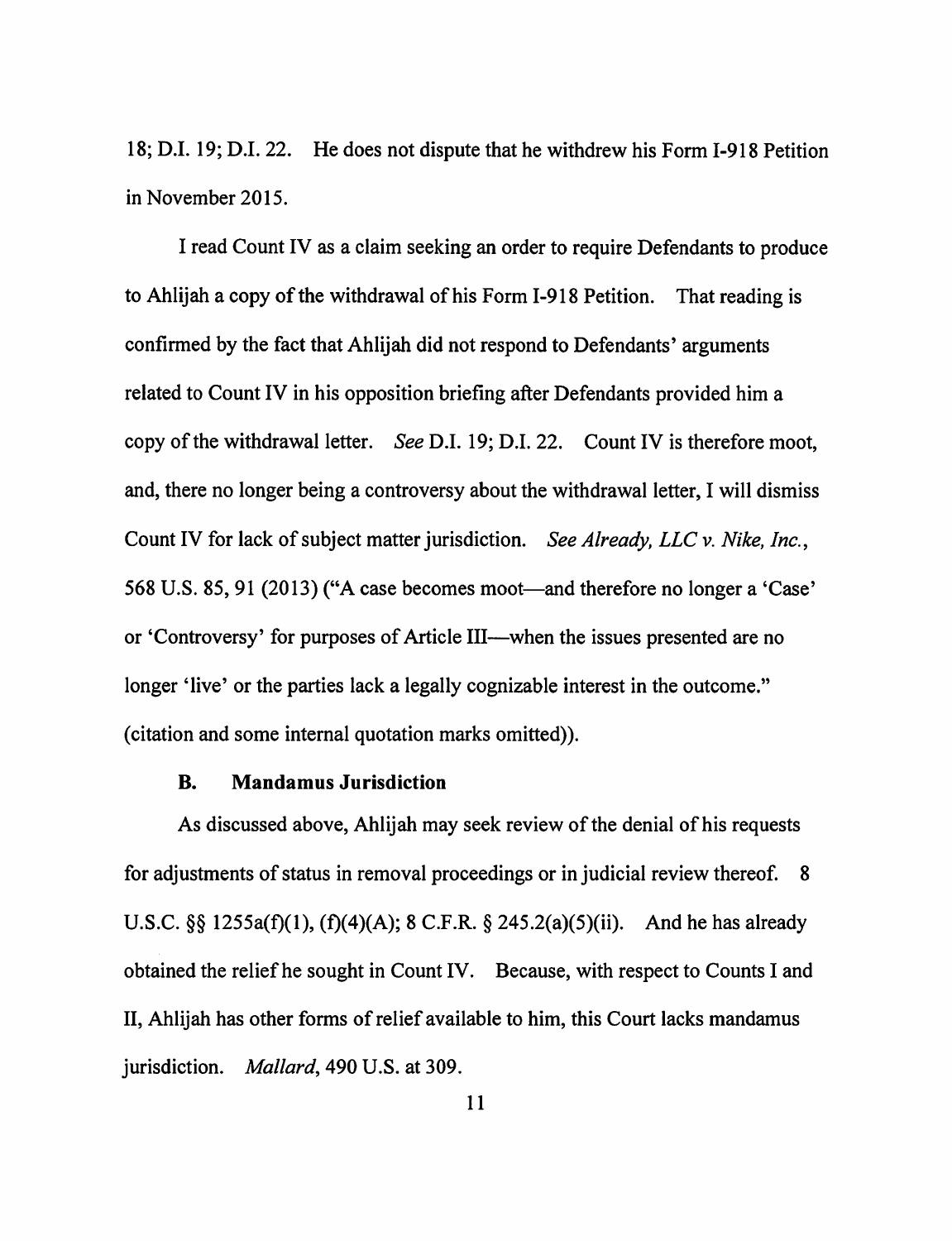18; D.I. 19; D.I. 22. He does not dispute that he withdrew his Form I-918 Petition in November 2015.

I read Count IV as a claim seeking an order to require Defendants to produce to Ahlijah a copy of the withdrawal of his Form I-918 Petition. That reading is confirmed by the fact that Ahlijah did not respond to Defendants' arguments related to Count IV in his opposition briefing after Defendants provided him a copy of the withdrawal letter. *See* D.I. 19; D.I. 22. Count IV is therefore moot, and, there no longer being a controversy about the withdrawal letter, I will dismiss Count IV for lack of subject matter jurisdiction. *See Already, LLC v. Nike, Inc.*, 568 U.S. 85, 91 (2013) ("A case becomes moot—and therefore no longer a 'Case' or 'Controversy' for purposes of Article III—when the issues presented are no longer 'live' or the parties lack a legally cognizable interest in the outcome." (citation and some internal quotation marks omitted)).

### B. Mandamus Jurisdiction

As discussed above, Ahlijah may seek review of the denial of his requests for adjustments of status in removal proceedings or in judicial review thereof. 8 U.S.C. §§ 1255a(f)(1), (f)(4)(A); 8 C.F.R. § 245.2(a)(5)(ii). And he has already obtained the relief he sought in Count IV. Because, with respect to Counts I and II, Ahlijah has other forms of relief available to him, this Court lacks mandamus jurisdiction. *Mallard*, 490 U.S. at 309.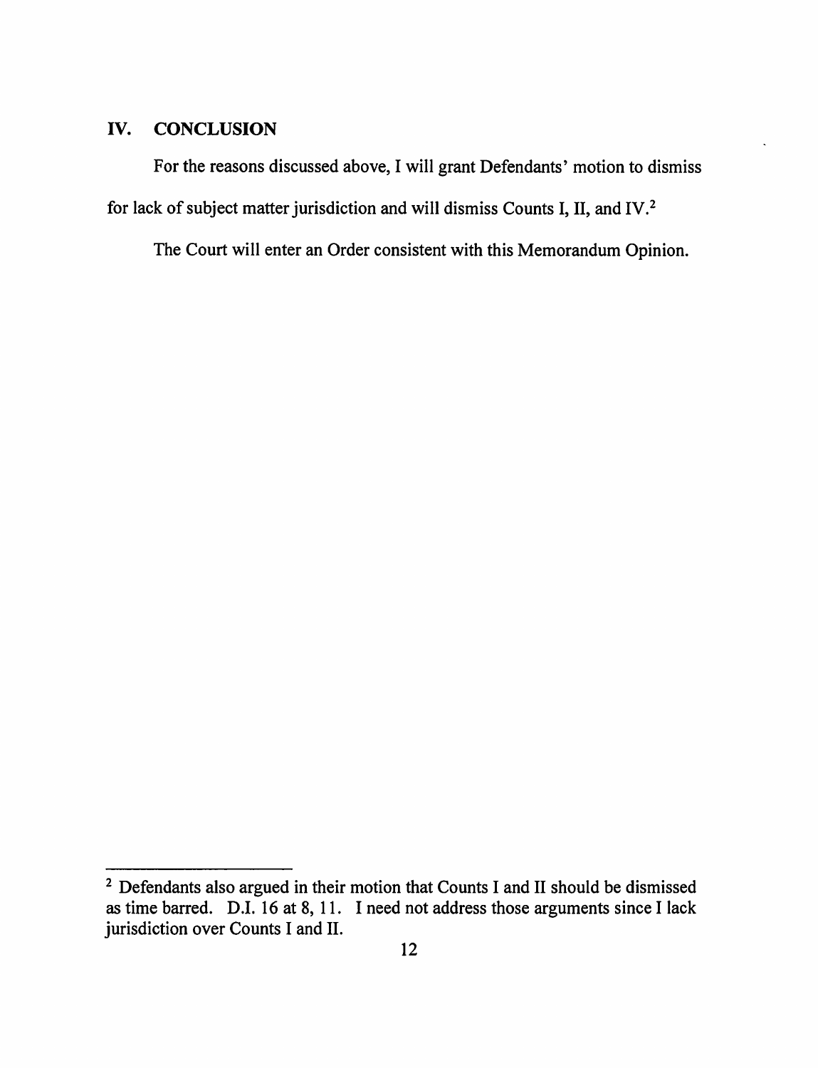## IV. CONCLUSION

For the reasons discussed above, I will grant Defendants' motion to dismiss for lack of subject matter jurisdiction and will dismiss Counts I, II, and IV.[2]

The Court will enter an Order consistent with this Memorandum Opinion.

---

[2] Defendants also argued in their motion that Counts I and II should be dismissed as time barred. D.I. 16 at 8, 11. I need not address those arguments since I lack jurisdiction over Counts I and II.